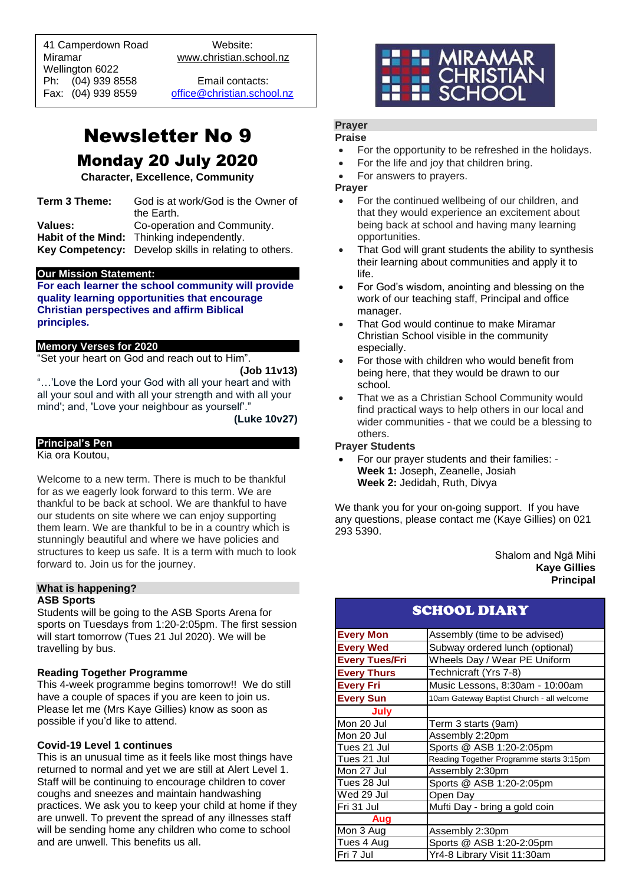41 Camperdown Road
Miramar
Wellington 6022
Ph: (04) 939 8558
Fax: (04) 939 8559

Website:
www.christian.school.nz

Email contacts:
office@christian.school.nz

MIRAMAR CHRISTIAN SCHOOL

# Newsletter No 9

## Monday 20 July 2020

**Character, Excellence, Community**

| | |
|---|---|
| **Term 3 Theme:** | God is at work/God is the Owner of the Earth. |
| **Values:** | Co-operation and Community. |
| **Habit of the Mind:** | Thinking independently. |
| **Key Competency:** | Develop skills in relating to others. |

### Our Mission Statement:

**For each learner the school community will provide quality learning opportunities that encourage Christian perspectives and affirm Biblical principles.**

### Memory Verses for 2020

"Set your heart on God and reach out to Him".

**(Job 11v13)**

"…'Love the Lord your God with all your heart and with all your soul and with all your strength and with all your mind'; and, 'Love your neighbour as yourself'."

**(Luke 10v27)**

### Principal's Pen

Kia ora Koutou,

Welcome to a new term. There is much to be thankful for as we eagerly look forward to this term. We are thankful to be back at school. We are thankful to have our students on site where we can enjoy supporting them learn. We are thankful to be in a country which is stunningly beautiful and where we have policies and structures to keep us safe. It is a term with much to look forward to. Join us for the journey.

### What is happening?

**ASB Sports**

Students will be going to the ASB Sports Arena for sports on Tuesdays from 1:20-2:05pm. The first session will start tomorrow (Tues 21 Jul 2020). We will be travelling by bus.

**Reading Together Programme**

This 4-week programme begins tomorrow!! We do still have a couple of spaces if you are keen to join us. Please let me (Mrs Kaye Gillies) know as soon as possible if you'd like to attend.

**Covid-19 Level 1 continues**

This is an unusual time as it feels like most things have returned to normal and yet we are still at Alert Level 1. Staff will be continuing to encourage children to cover coughs and sneezes and maintain handwashing practices. We ask you to keep your child at home if they are unwell. To prevent the spread of any illnesses staff will be sending home any children who come to school and are unwell. This benefits us all.

### Prayer

**Praise**

- For the opportunity to be refreshed in the holidays.
- For the life and joy that children bring.
- For answers to prayers.

**Prayer**

- For the continued wellbeing of our children, and that they would experience an excitement about being back at school and having many learning opportunities.
- That God will grant students the ability to synthesis their learning about communities and apply it to life.
- For God's wisdom, anointing and blessing on the work of our teaching staff, Principal and office manager.
- That God would continue to make Miramar Christian School visible in the community especially.
- For those with children who would benefit from being here, that they would be drawn to our school.
- That we as a Christian School Community would find practical ways to help others in our local and wider communities - that we could be a blessing to others.

**Prayer Students**

- For our prayer students and their families: -
  **Week 1:** Joseph, Zeanelle, Josiah
  **Week 2:** Jedidah, Ruth, Divya

We thank you for your on-going support. If you have any questions, please contact me (Kaye Gillies) on 021 293 5390.

Shalom and Ngā Mihi
**Kaye Gillies**
**Principal**

### SCHOOL DIARY

| | |
|---|---|
| **Every Mon** | Assembly (time to be advised) |
| **Every Wed** | Subway ordered lunch (optional) |
| **Every Tues/Fri** | Wheels Day / Wear PE Uniform |
| **Every Thurs** | Technicraft (Yrs 7-8) |
| **Every Fri** | Music Lessons, 8:30am - 10:00am |
| **Every Sun** | 10am Gateway Baptist Church - all welcome |
| **July** | |
| Mon 20 Jul | Term 3 starts (9am) |
| Mon 20 Jul | Assembly 2:20pm |
| Tues 21 Jul | Sports @ ASB 1:20-2:05pm |
| Tues 21 Jul | Reading Together Programme starts 3:15pm |
| Mon 27 Jul | Assembly 2:30pm |
| Tues 28 Jul | Sports @ ASB 1:20-2:05pm |
| Wed 29 Jul | Open Day |
| Fri 31 Jul | Mufti Day - bring a gold coin |
| **Aug** | |
| Mon 3 Aug | Assembly 2:30pm |
| Tues 4 Aug | Sports @ ASB 1:20-2:05pm |
| Fri 7 Jul | Yr4-8 Library Visit 11:30am |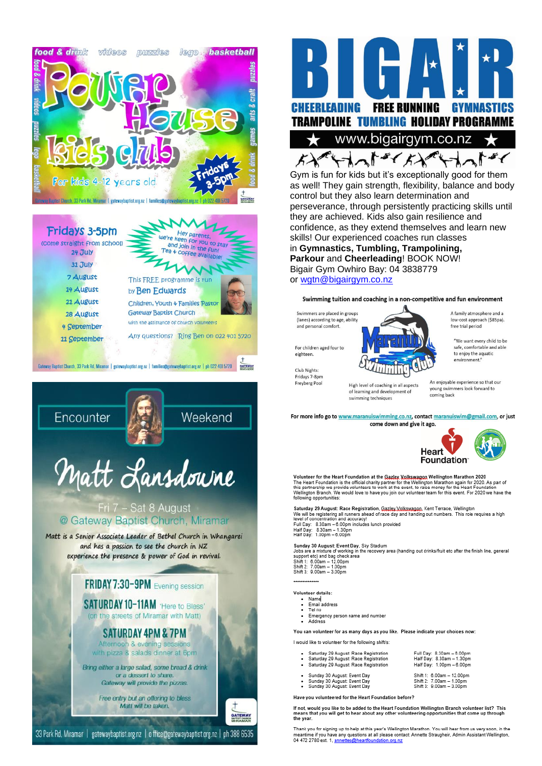food & drink videos puzzles lego basketball

# Power House kids club

For kids 4-12 years old

Fridays 3-5pm

Gateway Baptist Church, 33 Park Rd, Miramar | gatewaybaptist.org.nz | families@gatewaybaptist.org.nz | ph 022 401 5720

Fridays 3-5pm
(come straight from school)

- 24 July
- 31 July
- 7 August
- 14 August
- 21 August
- 28 August
- 4 September
- 11 September

Hey parents, we're keen for you to stay and join in the fun! Tea + coffee available!

This FREE programme is run by Ben Edwards
Children, Youth + Families Pastor
Gateway Baptist Church
with the assistance of church volunteers

Any questions? Ring Ben on 022 401 5720

Gateway Baptist Church, 33 Park Rd, Miramar | gatewaybaptist.org.nz | families@gatewaybaptist.org.nz | ph 022 401 5720

## Encounter Weekend

# Matt Lansdowne

Fri 7 – Sat 8 August
@ Gateway Baptist Church, Miramar

Matt is a Senior Associate Leader of Bethel Church in Whangarei and has a passion to see the church in NZ experience the presence & power of God in revival.

**FRIDAY 7:30-9PM** Evening session

**SATURDAY 10-11AM** 'Here to Bless'
(on the streets of Miramar with Matt)

**SATURDAY 4PM & 7PM**
Afternoon & evening sessions
with pizza & salads dinner at 6pm

Bring either a large salad, some bread & drink or a dessert to share.
Gateway will provide the pizzas.

Free entry but an offering to bless Matt will be taken.

33 Park Rd, Miramar | gatewaybaptist.org.nz | office@gatewaybaptist.org.nz | ph 388 6535

# BIGAIR

CHEERLEADING FREE RUNNING GYMNASTICS TRAMPOLINE TUMBLING HOLIDAY PROGRAMME

www.bigairgym.co.nz

Gym is fun for kids but it's exceptionally good for them as well! They gain strength, flexibility, balance and body control but they also learn determination and perseverance, through persistently practicing skills until they are achieved. Kids also gain resilience and confidence, as they extend themselves and learn new skills! Our experienced coaches run classes in **Gymnastics, Tumbling, Trampolining, Parkour** and **Cheerleading**! BOOK NOW!
Bigair Gym Owhiro Bay: 04 3838779
or wgtn@bigairgym.co.nz

**Swimming tuition and coaching in a non-competitive and fun environment**

Maranui Swimming Club

Swimmers are placed in groups (lanes) according to age, ability and personal comfort.

For children aged four to eighteen.

Club Nights:
Fridays 7-8pm
Freyberg Pool

High level of coaching in all aspects of learning and development of swimming techniques

A family atmosphere and a low-cost approach ($85pa). free trial period

"We want every child to be safe, comfortable and able to enjoy the aquatic environment."

An enjoyable experience so that our young swimmers look forward to coming back

**For more info go to www.maranuiswimming.co.nz, contact maranuiswim@gmail.com, or just come down and give it ago.**

Heart Foundation

**Volunteer for the Heart Foundation at the Gazley Volkswagon Wellington Marathon 2020**
The Heart Foundation is the official charity partner for the Wellington Marathon again for 2020. As part of this partnership we provide volunteers to work at the event, to raise money for the Heart Foundation Wellington Branch. We would love to have you join our volunteer team for this event. For 2020 we have the following opportunities:

**Saturday 29 August: Race Registration**, Gazley Volkswagon, Kent Terrace, Wellington
We will be registering all runners ahead of race day and handing out numbers. This role requires a high level of concentration and accuracy!
Full Day: 8.30am – 6.00pm includes lunch provided
Half Day: 8.30am – 1.30pm
Half Day: 1.00pm – 6.00pm

**Sunday 30 August: Event Day**, Sky Stadium
Jobs are a mixture of working in the recovery area (handing out drinks/fruit etc after the finish line, general support etc) and bag check area
Shift 1: 6.00am – 12.00pm
Shift 2: 7.00am – 1.00pm
Shift 3: 9.00am – 3.00pm

**************

**Volunteer details:**

- Name
- Email address
- Tel no
- Emergency person name and number
- Address

**You can volunteer for as many days as you like. Please indicate your choices now:**

I would like to volunteer for the following shift/s:

- Saturday 29 August: Race Registration — Full Day: 8.30am – 6.00pm
- Saturday 29 August: Race Registration — Half Day: 8.30am – 1.30pm
- Saturday 29 August: Race Registration — Half Day: 1.00pm – 6.00pm

- Sunday 30 August: Event Day — Shift 1: 6.00am – 12.00pm
- Sunday 30 August: Event Day — Shift 2: 7.00am – 1.00pm
- Sunday 30 August: Event Day — Shift 3: 9.00am – 3.00pm

**Have you volunteered for the Heart Foundation before?**

**If not, would you like to be added to the Heart Foundation Wellington Branch volunteer list? This means that you will get to hear about any other volunteering opportunities that come up through the year.**

Thank you for signing up to help at this year's Wellington Marathon. You will hear from us very soon, in the meantime if you have any questions at all please contact: Annette Straugheir, Admin Assistant Wellington, 04 472 2780 ext. 1, annettes@heartfoundation.org.nz